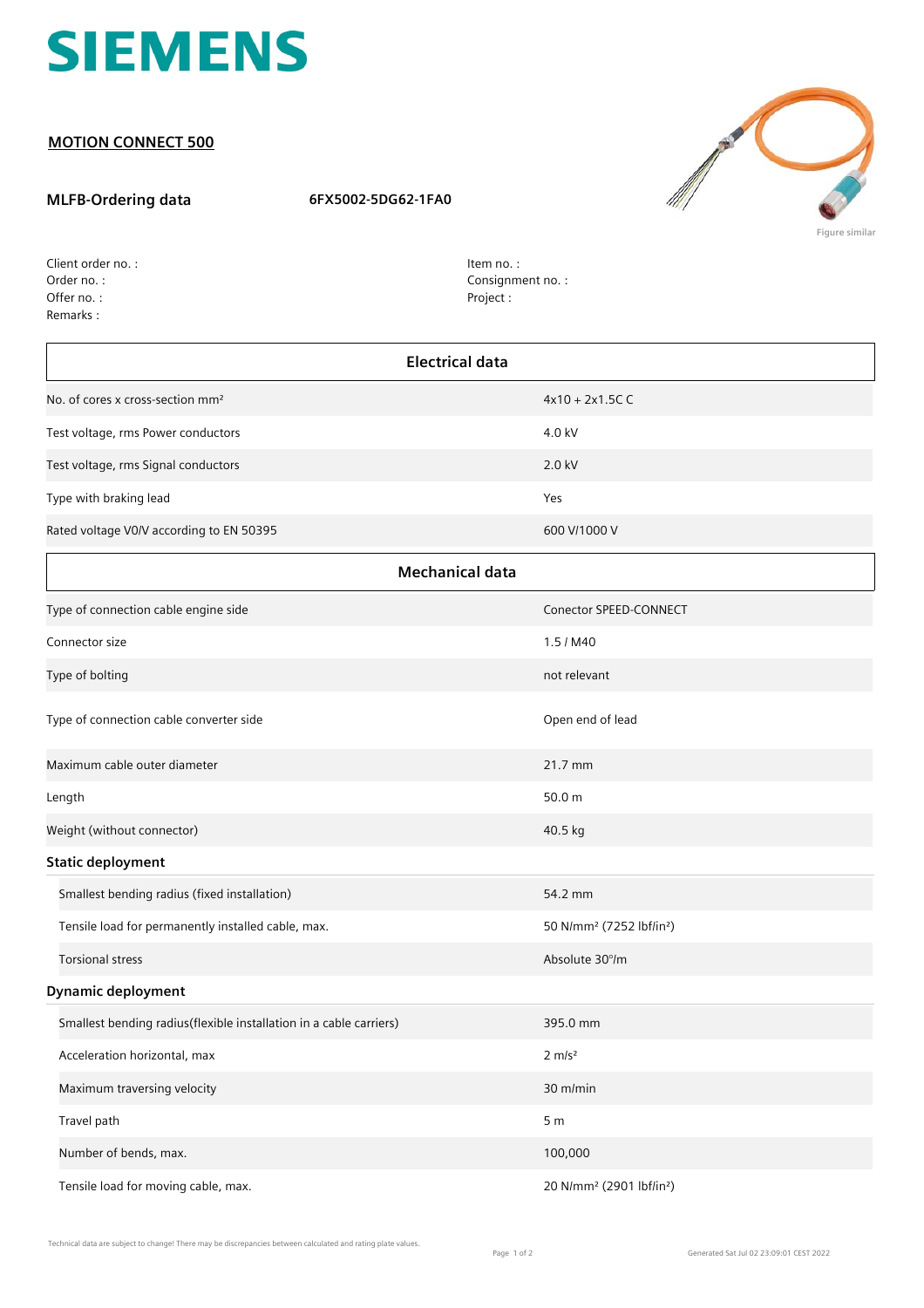SIEMENS

## MOTION CONNECT 500

**MLFB-Ordering data** 6FX5002-5DG62-1FA0

Figure similar

Client order no. :
Order no. :
Offer no. :
Remarks :

Item no. :
Consignment no. :
Project :

| Electrical data | |
|---|---|
| No. of cores x cross-section mm² | 4x10 + 2x1.5C C |
| Test voltage, rms Power conductors | 4.0 kV |
| Test voltage, rms Signal conductors | 2.0 kV |
| Type with braking lead | Yes |
| Rated voltage V0/V according to EN 50395 | 600 V/1000 V |

| Mechanical data | |
|---|---|
| Type of connection cable engine side | Conector SPEED-CONNECT |
| Connector size | 1.5 / M40 |
| Type of bolting | not relevant |
| Type of connection cable converter side | Open end of lead |
| Maximum cable outer diameter | 21.7 mm |
| Length | 50.0 m |
| Weight (without connector) | 40.5 kg |
| **Static deployment** | |
| Smallest bending radius (fixed installation) | 54.2 mm |
| Tensile load for permanently installed cable, max. | 50 N/mm² (7252 lbf/in²) |
| Torsional stress | Absolute 30°/m |
| **Dynamic deployment** | |
| Smallest bending radius(flexible installation in a cable carriers) | 395.0 mm |
| Acceleration horizontal, max | 2 m/s² |
| Maximum traversing velocity | 30 m/min |
| Travel path | 5 m |
| Number of bends, max. | 100,000 |
| Tensile load for moving cable, max. | 20 N/mm² (2901 lbf/in²) |

Technical data are subject to change! There may be discrepancies between calculated and rating plate values.

Generated Sat Jul 02 23:09:01 CEST 2022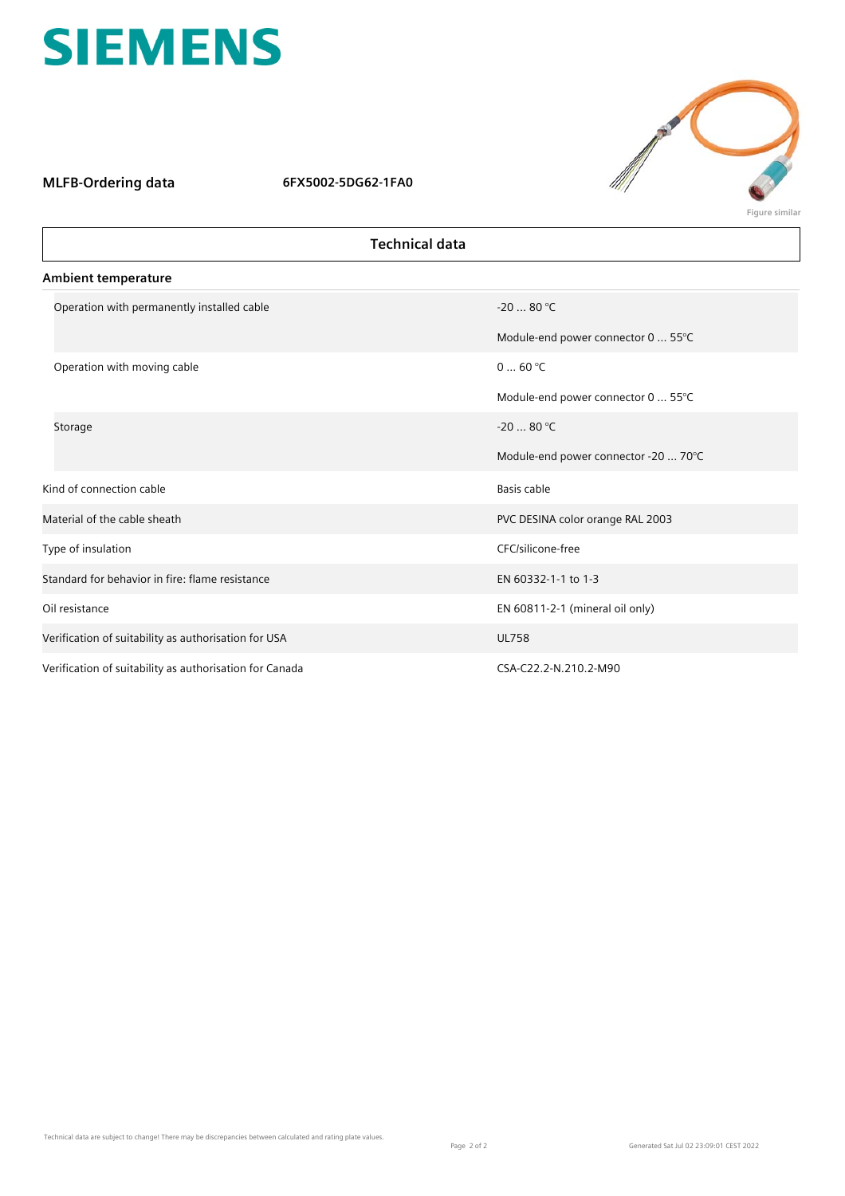**MLFB-Ordering data** **6FX5002-5DG62-1FA0**

Figure similar

## Technical data

### Ambient temperature

| | |
|---|---|
| Operation with permanently installed cable | -20 ... 80 °C |
| | Module-end power connector 0 ... 55°C |
| Operation with moving cable | 0 ... 60 °C |
| | Module-end power connector 0 ... 55°C |
| Storage | -20 ... 80 °C |
| | Module-end power connector -20 ... 70°C |
| Kind of connection cable | Basis cable |
| Material of the cable sheath | PVC DESINA color orange RAL 2003 |
| Type of insulation | CFC/silicone-free |
| Standard for behavior in fire: flame resistance | EN 60332-1-1 to 1-3 |
| Oil resistance | EN 60811-2-1 (mineral oil only) |
| Verification of suitability as authorisation for USA | UL758 |
| Verification of suitability as authorisation for Canada | CSA-C22.2-N.210.2-M90 |

Technical data are subject to change! There may be discrepancies between calculated and rating plate values.

Generated Sat Jul 02 23:09:01 CEST 2022